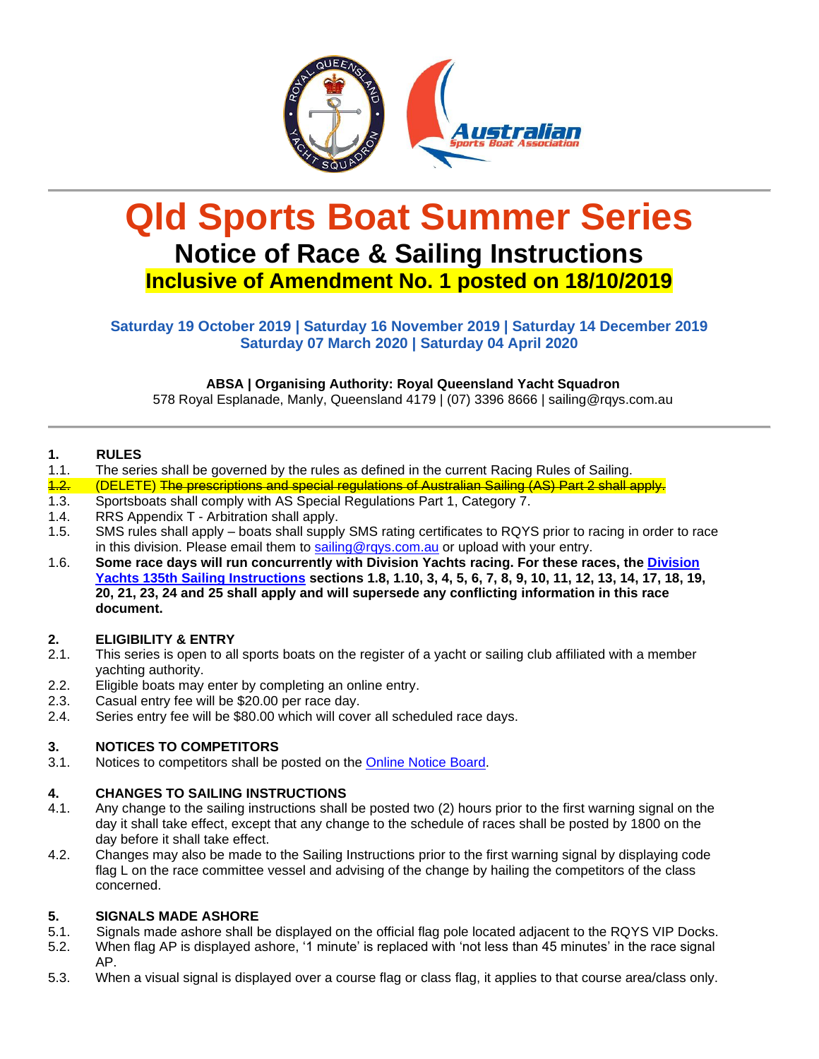# Qld Sports Boat Summer Series

## Notice of Race & Sailing Instructions

**Inclusive of Amendment No. 1 posted on 18/10/2019**

**Saturday 19 October 2019 | Saturday 16 November 2019 | Saturday 14 December 2019**
**Saturday 07 March 2020 | Saturday 04 April 2020**

**ABSA | Organising Authority: Royal Queensland Yacht Squadron**
578 Royal Esplanade, Manly, Queensland 4179 | (07) 3396 8666 | sailing@rqys.com.au

---

### 1. RULES

1.1. The series shall be governed by the rules as defined in the current Racing Rules of Sailing.

~~1.2.~~ (DELETE) ~~The prescriptions and special regulations of Australian Sailing (AS) Part 2 shall apply.~~

1.3. Sportsboats shall comply with AS Special Regulations Part 1, Category 7.

1.4. RRS Appendix T - Arbitration shall apply.

1.5. SMS rules shall apply – boats shall supply SMS rating certificates to RQYS prior to racing in order to race in this division. Please email them to sailing@rqys.com.au or upload with your entry.

1.6. **Some race days will run concurrently with Division Yachts racing. For these races, the Division Yachts 135th Sailing Instructions sections 1.8, 1.10, 3, 4, 5, 6, 7, 8, 9, 10, 11, 12, 13, 14, 17, 18, 19, 20, 21, 23, 24 and 25 shall apply and will supersede any conflicting information in this race document.**

### 2. ELIGIBILITY & ENTRY

2.1. This series is open to all sports boats on the register of a yacht or sailing club affiliated with a member yachting authority.

2.2. Eligible boats may enter by completing an online entry.

2.3. Casual entry fee will be $20.00 per race day.

2.4. Series entry fee will be $80.00 which will cover all scheduled race days.

### 3. NOTICES TO COMPETITORS

3.1. Notices to competitors shall be posted on the Online Notice Board.

### 4. CHANGES TO SAILING INSTRUCTIONS

4.1. Any change to the sailing instructions shall be posted two (2) hours prior to the first warning signal on the day it shall take effect, except that any change to the schedule of races shall be posted by 1800 on the day before it shall take effect.

4.2. Changes may also be made to the Sailing Instructions prior to the first warning signal by displaying code flag L on the race committee vessel and advising of the change by hailing the competitors of the class concerned.

### 5. SIGNALS MADE ASHORE

5.1. Signals made ashore shall be displayed on the official flag pole located adjacent to the RQYS VIP Docks.

5.2. When flag AP is displayed ashore, '1 minute' is replaced with 'not less than 45 minutes' in the race signal AP.

5.3. When a visual signal is displayed over a course flag or class flag, it applies to that course area/class only.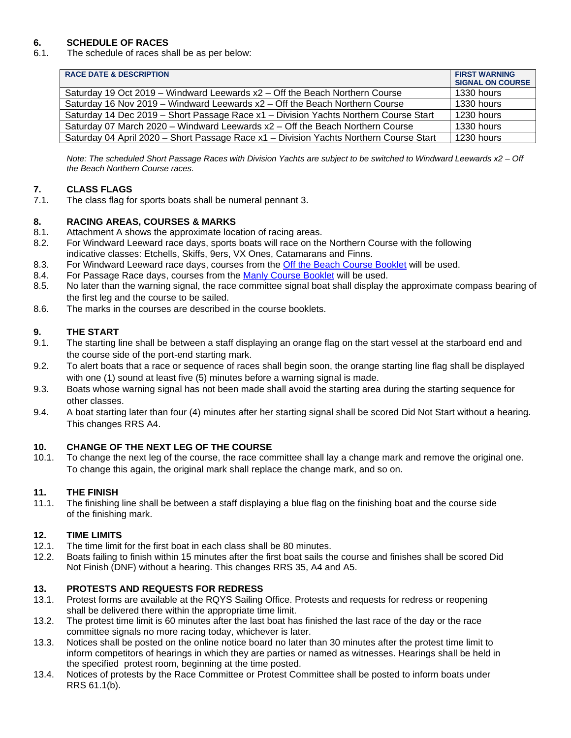## 6. SCHEDULE OF RACES

6.1. The schedule of races shall be as per below:

| RACE DATE & DESCRIPTION | FIRST WARNING SIGNAL ON COURSE |
|---|---|
| Saturday 19 Oct 2019 – Windward Leewards x2 – Off the Beach Northern Course | 1330 hours |
| Saturday 16 Nov 2019 – Windward Leewards x2 – Off the Beach Northern Course | 1330 hours |
| Saturday 14 Dec 2019 – Short Passage Race x1 – Division Yachts Northern Course Start | 1230 hours |
| Saturday 07 March 2020 – Windward Leewards x2 – Off the Beach Northern Course | 1330 hours |
| Saturday 04 April 2020 – Short Passage Race x1 – Division Yachts Northern Course Start | 1230 hours |

*Note: The scheduled Short Passage Races with Division Yachts are subject to be switched to Windward Leewards x2 – Off the Beach Northern Course races.*

## 7. CLASS FLAGS

7.1. The class flag for sports boats shall be numeral pennant 3.

## 8. RACING AREAS, COURSES & MARKS

8.1. Attachment A shows the approximate location of racing areas.

8.2. For Windward Leeward race days, sports boats will race on the Northern Course with the following indicative classes: Etchells, Skiffs, 9ers, VX Ones, Catamarans and Finns.

8.3. For Windward Leeward race days, courses from the Off the Beach Course Booklet will be used.

8.4. For Passage Race days, courses from the Manly Course Booklet will be used.

8.5. No later than the warning signal, the race committee signal boat shall display the approximate compass bearing of the first leg and the course to be sailed.

8.6. The marks in the courses are described in the course booklets.

## 9. THE START

9.1. The starting line shall be between a staff displaying an orange flag on the start vessel at the starboard end and the course side of the port-end starting mark.

9.2. To alert boats that a race or sequence of races shall begin soon, the orange starting line flag shall be displayed with one (1) sound at least five (5) minutes before a warning signal is made.

9.3. Boats whose warning signal has not been made shall avoid the starting area during the starting sequence for other classes.

9.4. A boat starting later than four (4) minutes after her starting signal shall be scored Did Not Start without a hearing. This changes RRS A4.

## 10. CHANGE OF THE NEXT LEG OF THE COURSE

10.1. To change the next leg of the course, the race committee shall lay a change mark and remove the original one. To change this again, the original mark shall replace the change mark, and so on.

## 11. THE FINISH

11.1. The finishing line shall be between a staff displaying a blue flag on the finishing boat and the course side of the finishing mark.

## 12. TIME LIMITS

12.1. The time limit for the first boat in each class shall be 80 minutes.

12.2. Boats failing to finish within 15 minutes after the first boat sails the course and finishes shall be scored Did Not Finish (DNF) without a hearing. This changes RRS 35, A4 and A5.

## 13. PROTESTS AND REQUESTS FOR REDRESS

13.1. Protest forms are available at the RQYS Sailing Office. Protests and requests for redress or reopening shall be delivered there within the appropriate time limit.

13.2. The protest time limit is 60 minutes after the last boat has finished the last race of the day or the race committee signals no more racing today, whichever is later.

13.3. Notices shall be posted on the online notice board no later than 30 minutes after the protest time limit to inform competitors of hearings in which they are parties or named as witnesses. Hearings shall be held in the specified protest room, beginning at the time posted.

13.4. Notices of protests by the Race Committee or Protest Committee shall be posted to inform boats under RRS 61.1(b).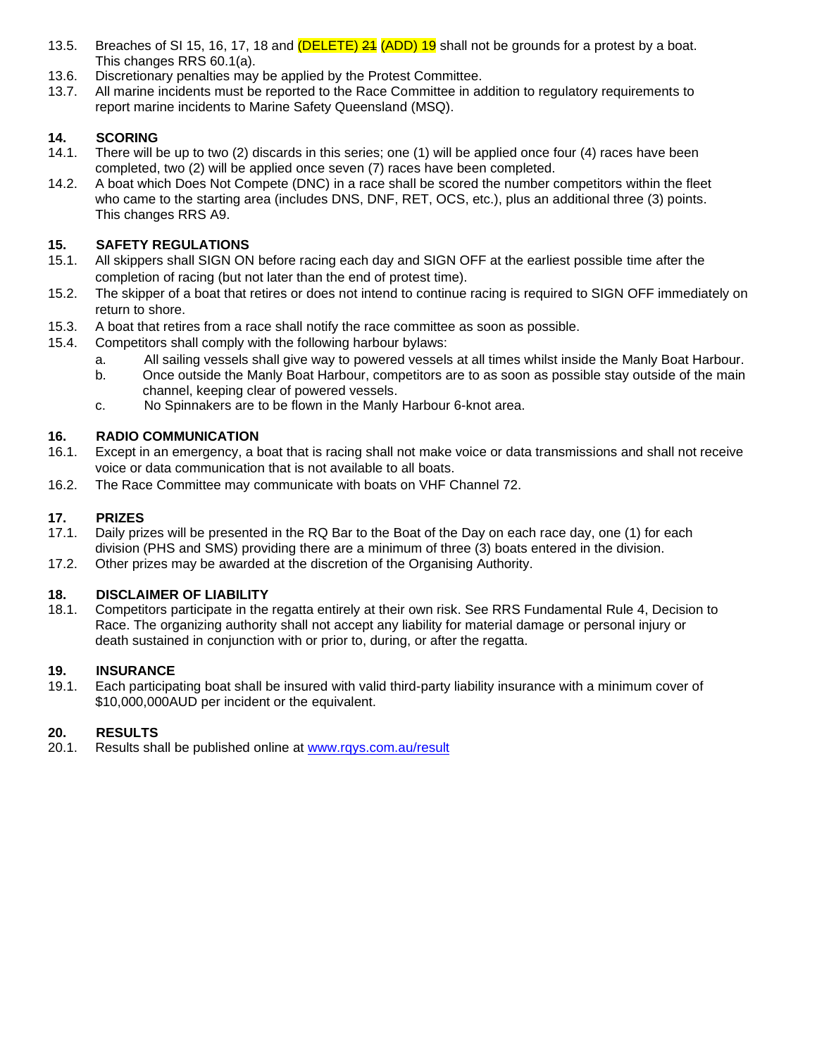13.5. Breaches of SI 15, 16, 17, 18 and (DELETE) ~~21~~ (ADD) 19 shall not be grounds for a protest by a boat. This changes RRS 60.1(a).

13.6. Discretionary penalties may be applied by the Protest Committee.

13.7. All marine incidents must be reported to the Race Committee in addition to regulatory requirements to report marine incidents to Marine Safety Queensland (MSQ).

## 14. SCORING

14.1. There will be up to two (2) discards in this series; one (1) will be applied once four (4) races have been completed, two (2) will be applied once seven (7) races have been completed.

14.2. A boat which Does Not Compete (DNC) in a race shall be scored the number competitors within the fleet who came to the starting area (includes DNS, DNF, RET, OCS, etc.), plus an additional three (3) points. This changes RRS A9.

## 15. SAFETY REGULATIONS

15.1. All skippers shall SIGN ON before racing each day and SIGN OFF at the earliest possible time after the completion of racing (but not later than the end of protest time).

15.2. The skipper of a boat that retires or does not intend to continue racing is required to SIGN OFF immediately on return to shore.

15.3. A boat that retires from a race shall notify the race committee as soon as possible.

15.4. Competitors shall comply with the following harbour bylaws:

a. All sailing vessels shall give way to powered vessels at all times whilst inside the Manly Boat Harbour.

b. Once outside the Manly Boat Harbour, competitors are to as soon as possible stay outside of the main channel, keeping clear of powered vessels.

c. No Spinnakers are to be flown in the Manly Harbour 6-knot area.

## 16. RADIO COMMUNICATION

16.1. Except in an emergency, a boat that is racing shall not make voice or data transmissions and shall not receive voice or data communication that is not available to all boats.

16.2. The Race Committee may communicate with boats on VHF Channel 72.

## 17. PRIZES

17.1. Daily prizes will be presented in the RQ Bar to the Boat of the Day on each race day, one (1) for each division (PHS and SMS) providing there are a minimum of three (3) boats entered in the division.

17.2. Other prizes may be awarded at the discretion of the Organising Authority.

## 18. DISCLAIMER OF LIABILITY

18.1. Competitors participate in the regatta entirely at their own risk. See RRS Fundamental Rule 4, Decision to Race. The organizing authority shall not accept any liability for material damage or personal injury or death sustained in conjunction with or prior to, during, or after the regatta.

## 19. INSURANCE

19.1. Each participating boat shall be insured with valid third-party liability insurance with a minimum cover of $10,000,000AUD per incident or the equivalent.

## 20. RESULTS

20.1. Results shall be published online at [www.rqys.com.au/result](http://www.rqys.com.au/result)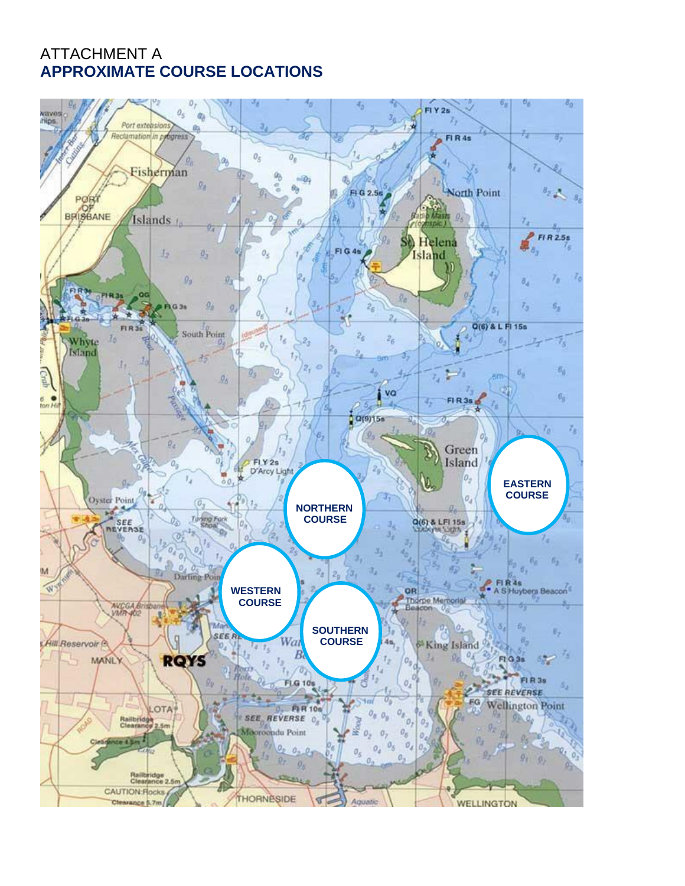# ATTACHMENT A
## APPROXIMATE COURSE LOCATIONS

NORTHERN COURSE

EASTERN COURSE

WESTERN COURSE

SOUTHERN COURSE

RQYS